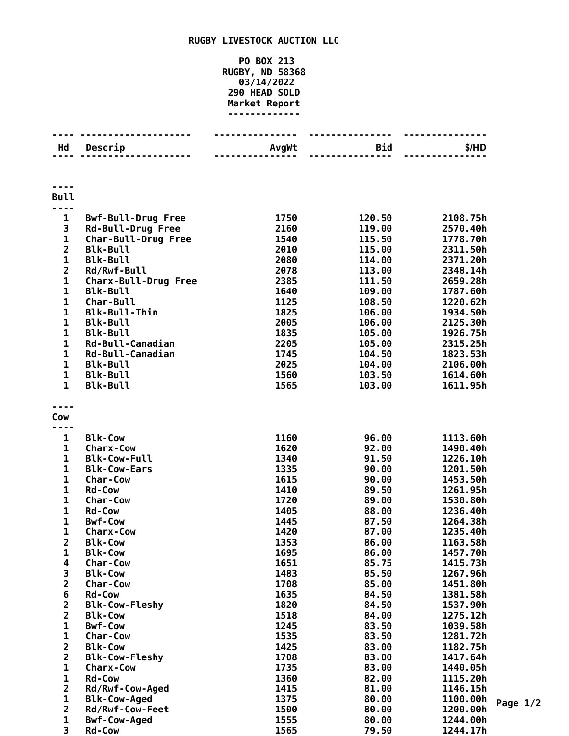# RUGBY LIVESTOCK AUCTION LLC

PO BOX 213
RUGBY, ND 58368
03/14/2022
290 HEAD SOLD
Market Report

| Hd | Descrip | AvgWt | Bid | $/HD |
|---|---|---|---|---|
| **Bull** | | | | |
| 1 | Bwf-Bull-Drug Free | 1750 | 120.50 | 2108.75h |
| 3 | Rd-Bull-Drug Free | 2160 | 119.00 | 2570.40h |
| 1 | Char-Bull-Drug Free | 1540 | 115.50 | 1778.70h |
| 2 | Blk-Bull | 2010 | 115.00 | 2311.50h |
| 1 | Blk-Bull | 2080 | 114.00 | 2371.20h |
| 2 | Rd/Rwf-Bull | 2078 | 113.00 | 2348.14h |
| 1 | Charx-Bull-Drug Free | 2385 | 111.50 | 2659.28h |
| 1 | Blk-Bull | 1640 | 109.00 | 1787.60h |
| 1 | Char-Bull | 1125 | 108.50 | 1220.62h |
| 1 | Blk-Bull-Thin | 1825 | 106.00 | 1934.50h |
| 1 | Blk-Bull | 2005 | 106.00 | 2125.30h |
| 1 | Blk-Bull | 1835 | 105.00 | 1926.75h |
| 1 | Rd-Bull-Canadian | 2205 | 105.00 | 2315.25h |
| 1 | Rd-Bull-Canadian | 1745 | 104.50 | 1823.53h |
| 1 | Blk-Bull | 2025 | 104.00 | 2106.00h |
| 1 | Blk-Bull | 1560 | 103.50 | 1614.60h |
| 1 | Blk-Bull | 1565 | 103.00 | 1611.95h |
| **Cow** | | | | |
| 1 | Blk-Cow | 1160 | 96.00 | 1113.60h |
| 1 | Charx-Cow | 1620 | 92.00 | 1490.40h |
| 1 | Blk-Cow-Full | 1340 | 91.50 | 1226.10h |
| 1 | Blk-Cow-Ears | 1335 | 90.00 | 1201.50h |
| 1 | Char-Cow | 1615 | 90.00 | 1453.50h |
| 1 | Rd-Cow | 1410 | 89.50 | 1261.95h |
| 1 | Char-Cow | 1720 | 89.00 | 1530.80h |
| 1 | Rd-Cow | 1405 | 88.00 | 1236.40h |
| 1 | Bwf-Cow | 1445 | 87.50 | 1264.38h |
| 1 | Charx-Cow | 1420 | 87.00 | 1235.40h |
| 2 | Blk-Cow | 1353 | 86.00 | 1163.58h |
| 1 | Blk-Cow | 1695 | 86.00 | 1457.70h |
| 4 | Char-Cow | 1651 | 85.75 | 1415.73h |
| 3 | Blk-Cow | 1483 | 85.50 | 1267.96h |
| 2 | Char-Cow | 1708 | 85.00 | 1451.80h |
| 6 | Rd-Cow | 1635 | 84.50 | 1381.58h |
| 2 | Blk-Cow-Fleshy | 1820 | 84.50 | 1537.90h |
| 2 | Blk-Cow | 1518 | 84.00 | 1275.12h |
| 1 | Bwf-Cow | 1245 | 83.50 | 1039.58h |
| 1 | Char-Cow | 1535 | 83.50 | 1281.72h |
| 2 | Blk-Cow | 1425 | 83.00 | 1182.75h |
| 2 | Blk-Cow-Fleshy | 1708 | 83.00 | 1417.64h |
| 1 | Charx-Cow | 1735 | 83.00 | 1440.05h |
| 1 | Rd-Cow | 1360 | 82.00 | 1115.20h |
| 2 | Rd/Rwf-Cow-Aged | 1415 | 81.00 | 1146.15h |
| 1 | Blk-Cow-Aged | 1375 | 80.00 | 1100.00h |
| 2 | Rd/Rwf-Cow-Feet | 1500 | 80.00 | 1200.00h |
| 1 | Bwf-Cow-Aged | 1555 | 80.00 | 1244.00h |
| 3 | Rd-Cow | 1565 | 79.50 | 1244.17h |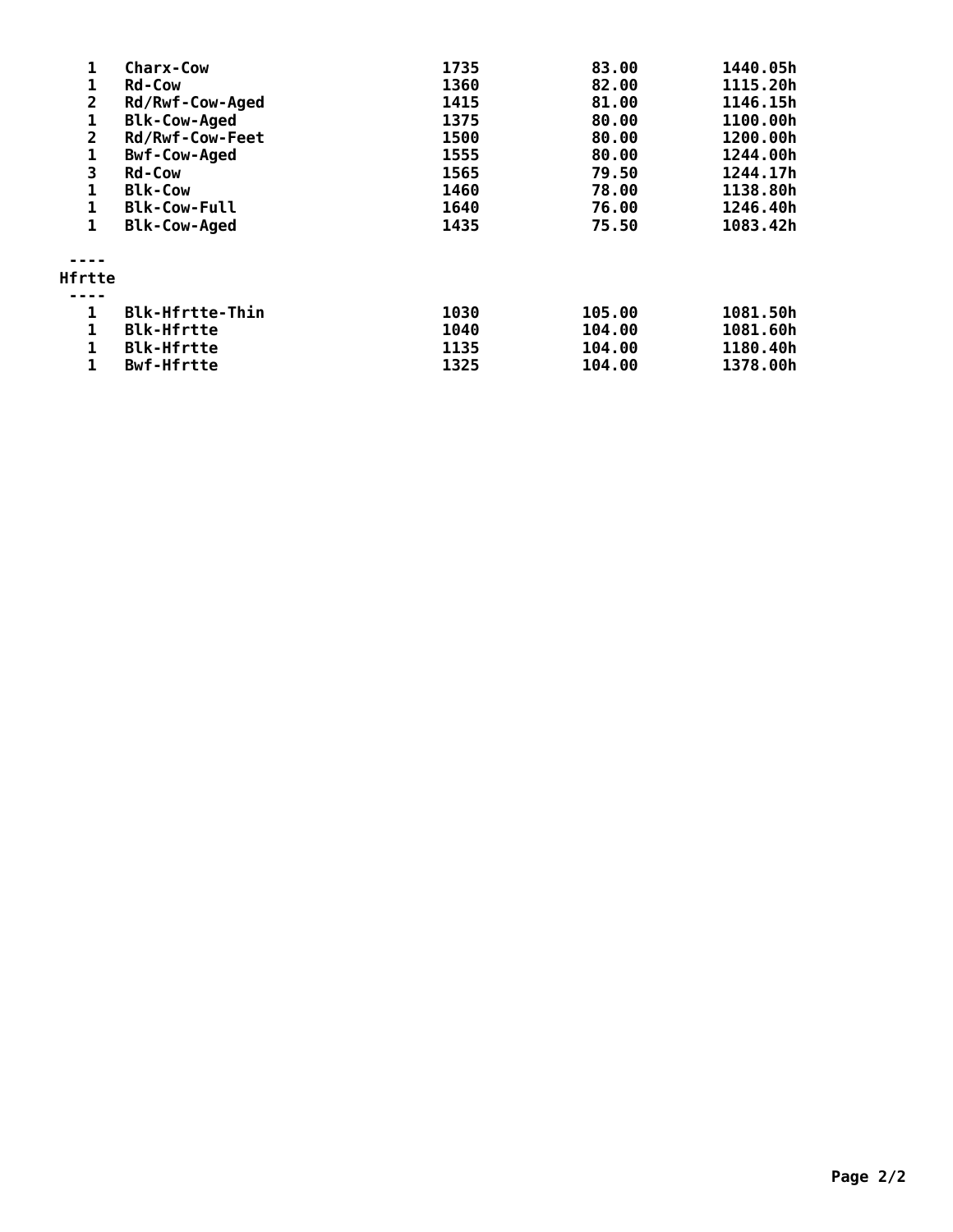| | | | | |
|---|---|---|---|---|
| 1 | Charx-Cow | 1735 | 83.00 | 1440.05h |
| 1 | Rd-Cow | 1360 | 82.00 | 1115.20h |
| 2 | Rd/Rwf-Cow-Aged | 1415 | 81.00 | 1146.15h |
| 1 | Blk-Cow-Aged | 1375 | 80.00 | 1100.00h |
| 2 | Rd/Rwf-Cow-Feet | 1500 | 80.00 | 1200.00h |
| 1 | Bwf-Cow-Aged | 1555 | 80.00 | 1244.00h |
| 3 | Rd-Cow | 1565 | 79.50 | 1244.17h |
| 1 | Blk-Cow | 1460 | 78.00 | 1138.80h |
| 1 | Blk-Cow-Full | 1640 | 76.00 | 1246.40h |
| 1 | Blk-Cow-Aged | 1435 | 75.50 | 1083.42h |

----
Hfrtte
----

| | | | | |
|---|---|---|---|---|
| 1 | Blk-Hfrtte-Thin | 1030 | 105.00 | 1081.50h |
| 1 | Blk-Hfrtte | 1040 | 104.00 | 1081.60h |
| 1 | Blk-Hfrtte | 1135 | 104.00 | 1180.40h |
| 1 | Bwf-Hfrtte | 1325 | 104.00 | 1378.00h |